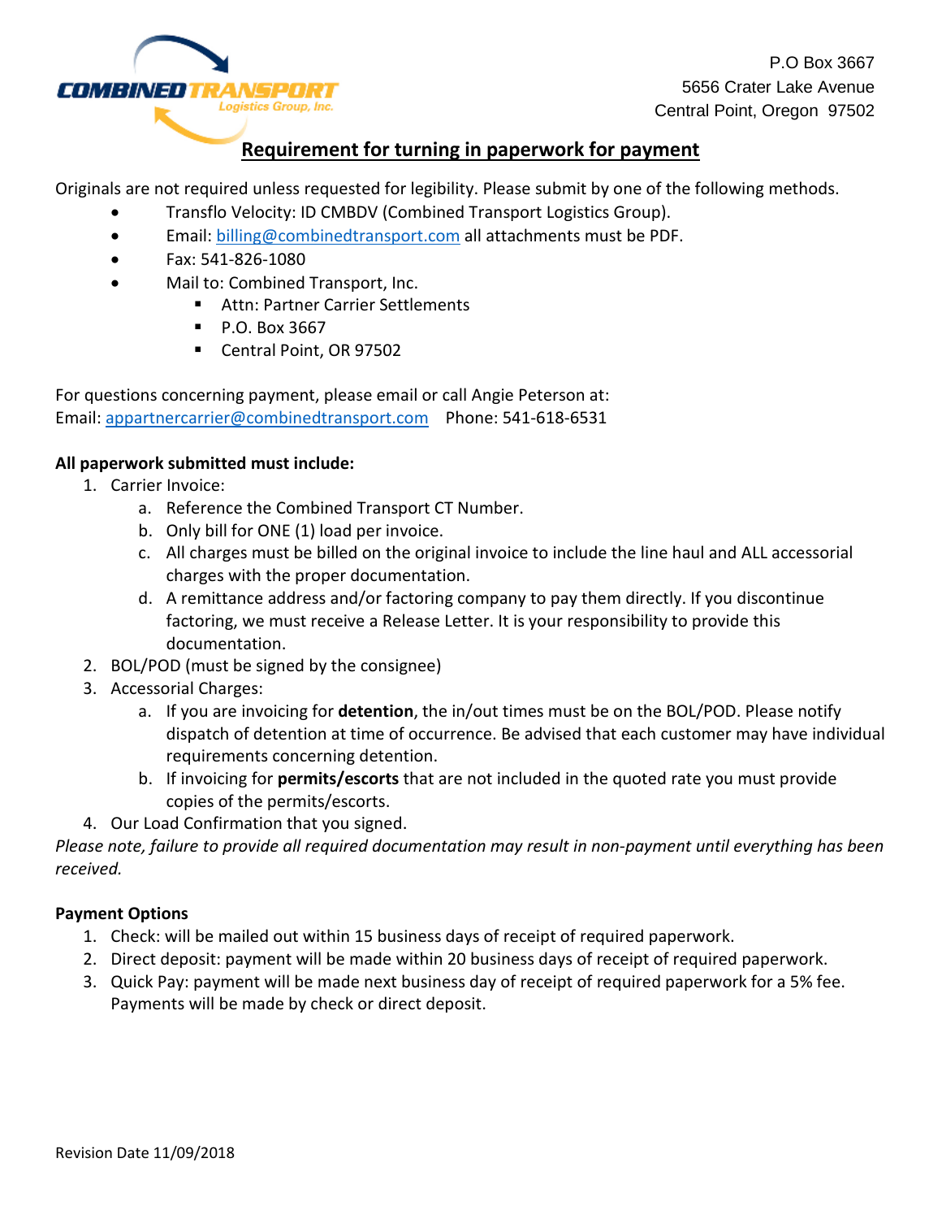P.O Box 3667
5656 Crater Lake Avenue
Central Point, Oregon 97502

# Requirement for turning in paperwork for payment

Originals are not required unless requested for legibility. Please submit by one of the following methods.

- Transflo Velocity: ID CMBDV (Combined Transport Logistics Group).
- Email: billing@combinedtransport.com all attachments must be PDF.
- Fax: 541-826-1080
- Mail to: Combined Transport, Inc.
  - Attn: Partner Carrier Settlements
  - P.O. Box 3667
  - Central Point, OR 97502

For questions concerning payment, please email or call Angie Peterson at:
Email: appartnercarrier@combinedtransport.com Phone: 541-618-6531

**All paperwork submitted must include:**

1. Carrier Invoice:
   a. Reference the Combined Transport CT Number.
   b. Only bill for ONE (1) load per invoice.
   c. All charges must be billed on the original invoice to include the line haul and ALL accessorial charges with the proper documentation.
   d. A remittance address and/or factoring company to pay them directly. If you discontinue factoring, we must receive a Release Letter. It is your responsibility to provide this documentation.
2. BOL/POD (must be signed by the consignee)
3. Accessorial Charges:
   a. If you are invoicing for **detention**, the in/out times must be on the BOL/POD. Please notify dispatch of detention at time of occurrence. Be advised that each customer may have individual requirements concerning detention.
   b. If invoicing for **permits/escorts** that are not included in the quoted rate you must provide copies of the permits/escorts.
4. Our Load Confirmation that you signed.

*Please note, failure to provide all required documentation may result in non-payment until everything has been received.*

**Payment Options**

1. Check: will be mailed out within 15 business days of receipt of required paperwork.
2. Direct deposit: payment will be made within 20 business days of receipt of required paperwork.
3. Quick Pay: payment will be made next business day of receipt of required paperwork for a 5% fee. Payments will be made by check or direct deposit.

Revision Date 11/09/2018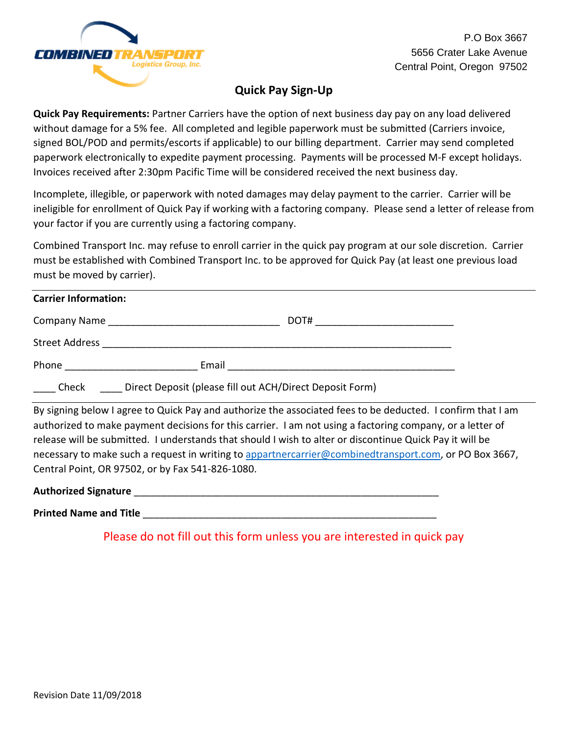COMBINED TRANSPORT Logistics Group, Inc.

P.O Box 3667
5656 Crater Lake Avenue
Central Point, Oregon 97502

## Quick Pay Sign-Up

**Quick Pay Requirements:** Partner Carriers have the option of next business day pay on any load delivered without damage for a 5% fee. All completed and legible paperwork must be submitted (Carriers invoice, signed BOL/POD and permits/escorts if applicable) to our billing department. Carrier may send completed paperwork electronically to expedite payment processing. Payments will be processed M-F except holidays. Invoices received after 2:30pm Pacific Time will be considered received the next business day.

Incomplete, illegible, or paperwork with noted damages may delay payment to the carrier. Carrier will be ineligible for enrollment of Quick Pay if working with a factoring company. Please send a letter of release from your factor if you are currently using a factoring company.

Combined Transport Inc. may refuse to enroll carrier in the quick pay program at our sole discretion. Carrier must be established with Combined Transport Inc. to be approved for Quick Pay (at least one previous load must be moved by carrier).

---

**Carrier Information:**

Company Name _______________________________ DOT# _________________________

Street Address _______________________________________________________________

Phone ________________________ Email _________________________________________

____ Check ____ Direct Deposit (please fill out ACH/Direct Deposit Form)

---

By signing below I agree to Quick Pay and authorize the associated fees to be deducted. I confirm that I am authorized to make payment decisions for this carrier. I am not using a factoring company, or a letter of release will be submitted. I understands that should I wish to alter or discontinue Quick Pay it will be necessary to make such a request in writing to appartnercarrier@combinedtransport.com, or PO Box 3667, Central Point, OR 97502, or by Fax 541-826-1080.

**Authorized Signature** ________________________________________________________

**Printed Name and Title** ______________________________________________________

Please do not fill out this form unless you are interested in quick pay

Revision Date 11/09/2018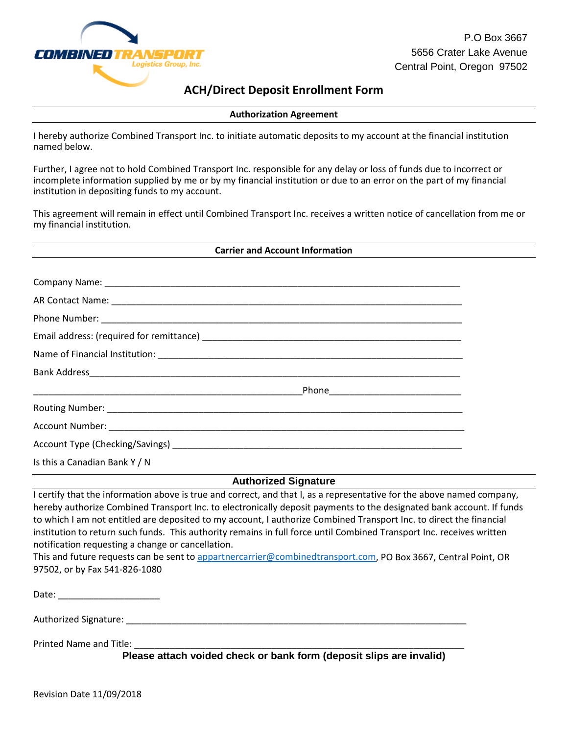COMBINED TRANSPORT Logistics Group, Inc.

P.O Box 3667
5656 Crater Lake Avenue
Central Point, Oregon 97502

# ACH/Direct Deposit Enrollment Form

## Authorization Agreement

I hereby authorize Combined Transport Inc. to initiate automatic deposits to my account at the financial institution named below.

Further, I agree not to hold Combined Transport Inc. responsible for any delay or loss of funds due to incorrect or incomplete information supplied by me or by my financial institution or due to an error on the part of my financial institution in depositing funds to my account.

This agreement will remain in effect until Combined Transport Inc. receives a written notice of cancellation from me or my financial institution.

## Carrier and Account Information

Company Name: ___________________________________________________________________________

AR Contact Name: _________________________________________________________________________

Phone Number: ___________________________________________________________________________

Email address: (required for remittance) _______________________________________________________

Name of Financial Institution: _______________________________________________________________

Bank Address___________________________________________________________________________

_________________________________________________Phone_________________________

Routing Number: _________________________________________________________________________

Account Number: _________________________________________________________________________

Account Type (Checking/Savings) ____________________________________________________________

Is this a Canadian Bank Y / N

## Authorized Signature

I certify that the information above is true and correct, and that I, as a representative for the above named company, hereby authorize Combined Transport Inc. to electronically deposit payments to the designated bank account. If funds to which I am not entitled are deposited to my account, I authorize Combined Transport Inc. to direct the financial institution to return such funds. This authority remains in full force until Combined Transport Inc. receives written notification requesting a change or cancellation.
This and future requests can be sent to appartnercarrier@combinedtransport.com, PO Box 3667, Central Point, OR 97502, or by Fax 541-826-1080

Date: ____________________

Authorized Signature: _____________________________________________________________________

Printed Name and Title: ____________________________________________________________________

**Please attach voided check or bank form (deposit slips are invalid)**

Revision Date 11/09/2018